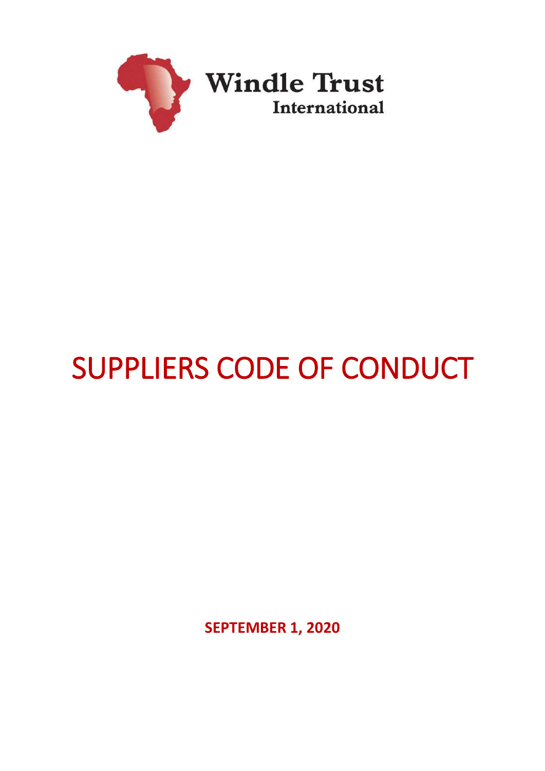Windle Trust International

# SUPPLIERS CODE OF CONDUCT

**SEPTEMBER 1, 2020**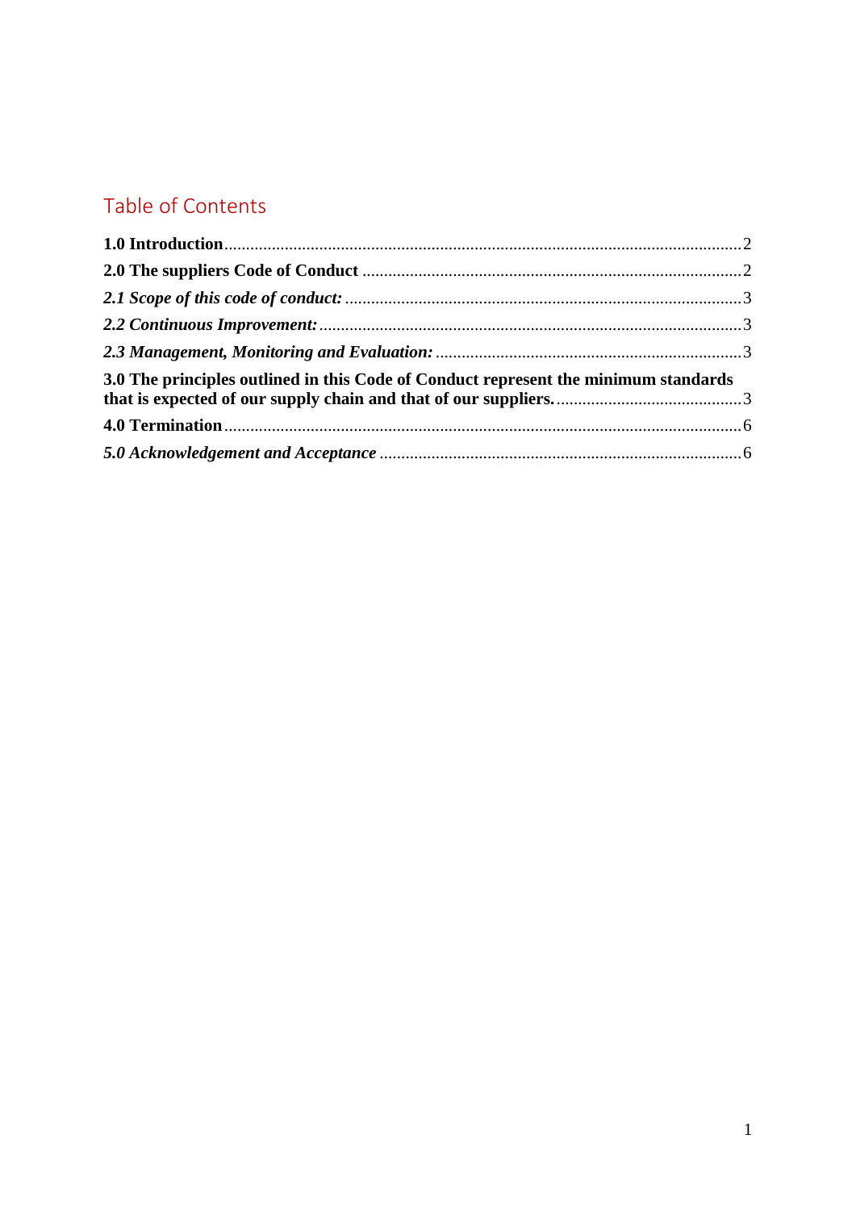## Table of Contents

**1.0 Introduction**.......................................................................................................................2

**2.0 The suppliers Code of Conduct** .......................................................................................2

***2.1 Scope of this code of conduct:*** ...........................................................................................3

***2.2 Continuous Improvement:***.................................................................................................3

***2.3 Management, Monitoring and Evaluation:*** ......................................................................3

**3.0 The principles outlined in this Code of Conduct represent the minimum standards that is expected of our supply chain and that of our suppliers.**...........................................3

**4.0 Termination**.......................................................................................................................6

***5.0 Acknowledgement and Acceptance*** ...................................................................................6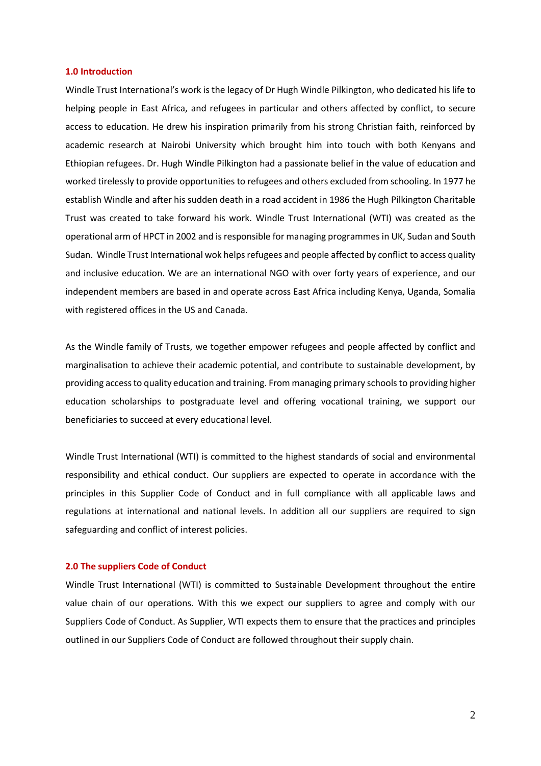## 1.0 Introduction

Windle Trust International's work is the legacy of Dr Hugh Windle Pilkington, who dedicated his life to helping people in East Africa, and refugees in particular and others affected by conflict, to secure access to education. He drew his inspiration primarily from his strong Christian faith, reinforced by academic research at Nairobi University which brought him into touch with both Kenyans and Ethiopian refugees. Dr. Hugh Windle Pilkington had a passionate belief in the value of education and worked tirelessly to provide opportunities to refugees and others excluded from schooling. In 1977 he establish Windle and after his sudden death in a road accident in 1986 the Hugh Pilkington Charitable Trust was created to take forward his work. Windle Trust International (WTI) was created as the operational arm of HPCT in 2002 and is responsible for managing programmes in UK, Sudan and South Sudan. Windle Trust International wok helps refugees and people affected by conflict to access quality and inclusive education. We are an international NGO with over forty years of experience, and our independent members are based in and operate across East Africa including Kenya, Uganda, Somalia with registered offices in the US and Canada.

As the Windle family of Trusts, we together empower refugees and people affected by conflict and marginalisation to achieve their academic potential, and contribute to sustainable development, by providing access to quality education and training. From managing primary schools to providing higher education scholarships to postgraduate level and offering vocational training, we support our beneficiaries to succeed at every educational level.

Windle Trust International (WTI) is committed to the highest standards of social and environmental responsibility and ethical conduct. Our suppliers are expected to operate in accordance with the principles in this Supplier Code of Conduct and in full compliance with all applicable laws and regulations at international and national levels. In addition all our suppliers are required to sign safeguarding and conflict of interest policies.

## 2.0 The suppliers Code of Conduct

Windle Trust International (WTI) is committed to Sustainable Development throughout the entire value chain of our operations. With this we expect our suppliers to agree and comply with our Suppliers Code of Conduct. As Supplier, WTI expects them to ensure that the practices and principles outlined in our Suppliers Code of Conduct are followed throughout their supply chain.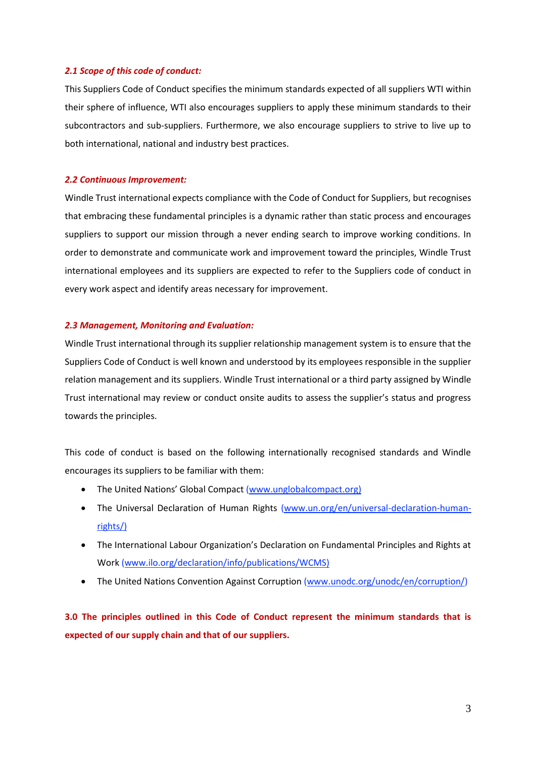### *2.1 Scope of this code of conduct:*

This Suppliers Code of Conduct specifies the minimum standards expected of all suppliers WTI within their sphere of influence, WTI also encourages suppliers to apply these minimum standards to their subcontractors and sub-suppliers. Furthermore, we also encourage suppliers to strive to live up to both international, national and industry best practices.

### *2.2 Continuous Improvement:*

Windle Trust international expects compliance with the Code of Conduct for Suppliers, but recognises that embracing these fundamental principles is a dynamic rather than static process and encourages suppliers to support our mission through a never ending search to improve working conditions. In order to demonstrate and communicate work and improvement toward the principles, Windle Trust international employees and its suppliers are expected to refer to the Suppliers code of conduct in every work aspect and identify areas necessary for improvement.

### *2.3 Management, Monitoring and Evaluation:*

Windle Trust international through its supplier relationship management system is to ensure that the Suppliers Code of Conduct is well known and understood by its employees responsible in the supplier relation management and its suppliers. Windle Trust international or a third party assigned by Windle Trust international may review or conduct onsite audits to assess the supplier's status and progress towards the principles.

This code of conduct is based on the following internationally recognised standards and Windle encourages its suppliers to be familiar with them:

- The United Nations' Global Compact (www.unglobalcompact.org)
- The Universal Declaration of Human Rights (www.un.org/en/universal-declaration-human-rights/)
- The International Labour Organization's Declaration on Fundamental Principles and Rights at Work (www.ilo.org/declaration/info/publications/WCMS)
- The United Nations Convention Against Corruption (www.unodc.org/unodc/en/corruption/)

## 3.0 The principles outlined in this Code of Conduct represent the minimum standards that is expected of our supply chain and that of our suppliers.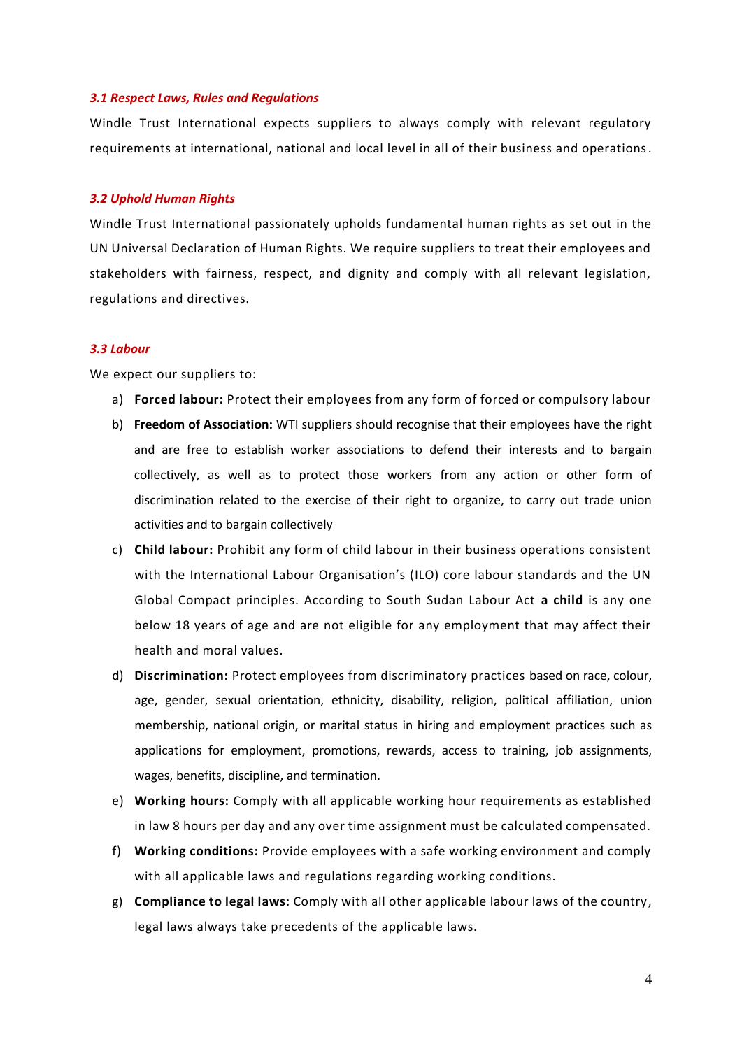### *3.1 Respect Laws, Rules and Regulations*

Windle Trust International expects suppliers to always comply with relevant regulatory requirements at international, national and local level in all of their business and operations.

### *3.2 Uphold Human Rights*

Windle Trust International passionately upholds fundamental human rights as set out in the UN Universal Declaration of Human Rights. We require suppliers to treat their employees and stakeholders with fairness, respect, and dignity and comply with all relevant legislation, regulations and directives.

### *3.3 Labour*

We expect our suppliers to:

a) **Forced labour:** Protect their employees from any form of forced or compulsory labour
b) **Freedom of Association:** WTI suppliers should recognise that their employees have the right and are free to establish worker associations to defend their interests and to bargain collectively, as well as to protect those workers from any action or other form of discrimination related to the exercise of their right to organize, to carry out trade union activities and to bargain collectively
c) **Child labour:** Prohibit any form of child labour in their business operations consistent with the International Labour Organisation's (ILO) core labour standards and the UN Global Compact principles. According to South Sudan Labour Act **a child** is any one below 18 years of age and are not eligible for any employment that may affect their health and moral values.
d) **Discrimination:** Protect employees from discriminatory practices based on race, colour, age, gender, sexual orientation, ethnicity, disability, religion, political affiliation, union membership, national origin, or marital status in hiring and employment practices such as applications for employment, promotions, rewards, access to training, job assignments, wages, benefits, discipline, and termination.
e) **Working hours:** Comply with all applicable working hour requirements as established in law 8 hours per day and any over time assignment must be calculated compensated.
f) **Working conditions:** Provide employees with a safe working environment and comply with all applicable laws and regulations regarding working conditions.
g) **Compliance to legal laws:** Comply with all other applicable labour laws of the country, legal laws always take precedents of the applicable laws.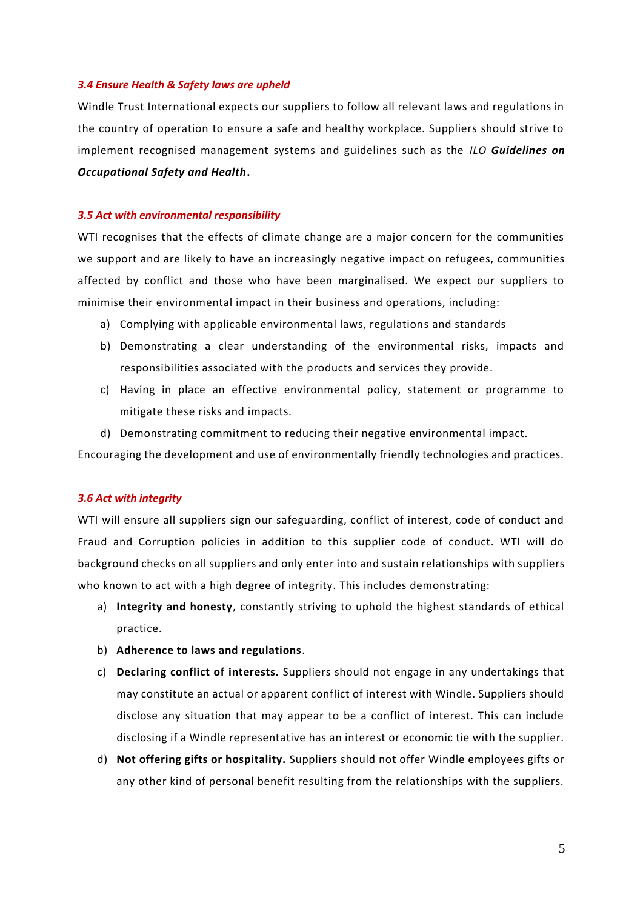### *3.4 Ensure Health & Safety laws are upheld*

Windle Trust International expects our suppliers to follow all relevant laws and regulations in the country of operation to ensure a safe and healthy workplace. Suppliers should strive to implement recognised management systems and guidelines such as the *ILO **Guidelines on Occupational Safety and Health***.

### *3.5 Act with environmental responsibility*

WTI recognises that the effects of climate change are a major concern for the communities we support and are likely to have an increasingly negative impact on refugees, communities affected by conflict and those who have been marginalised. We expect our suppliers to minimise their environmental impact in their business and operations, including:

a) Complying with applicable environmental laws, regulations and standards
b) Demonstrating a clear understanding of the environmental risks, impacts and responsibilities associated with the products and services they provide.
c) Having in place an effective environmental policy, statement or programme to mitigate these risks and impacts.
d) Demonstrating commitment to reducing their negative environmental impact.

Encouraging the development and use of environmentally friendly technologies and practices.

### *3.6 Act with integrity*

WTI will ensure all suppliers sign our safeguarding, conflict of interest, code of conduct and Fraud and Corruption policies in addition to this supplier code of conduct. WTI will do background checks on all suppliers and only enter into and sustain relationships with suppliers who known to act with a high degree of integrity. This includes demonstrating:

a) **Integrity and honesty**, constantly striving to uphold the highest standards of ethical practice.
b) **Adherence to laws and regulations**.
c) **Declaring conflict of interests.** Suppliers should not engage in any undertakings that may constitute an actual or apparent conflict of interest with Windle. Suppliers should disclose any situation that may appear to be a conflict of interest. This can include disclosing if a Windle representative has an interest or economic tie with the supplier.
d) **Not offering gifts or hospitality.** Suppliers should not offer Windle employees gifts or any other kind of personal benefit resulting from the relationships with the suppliers.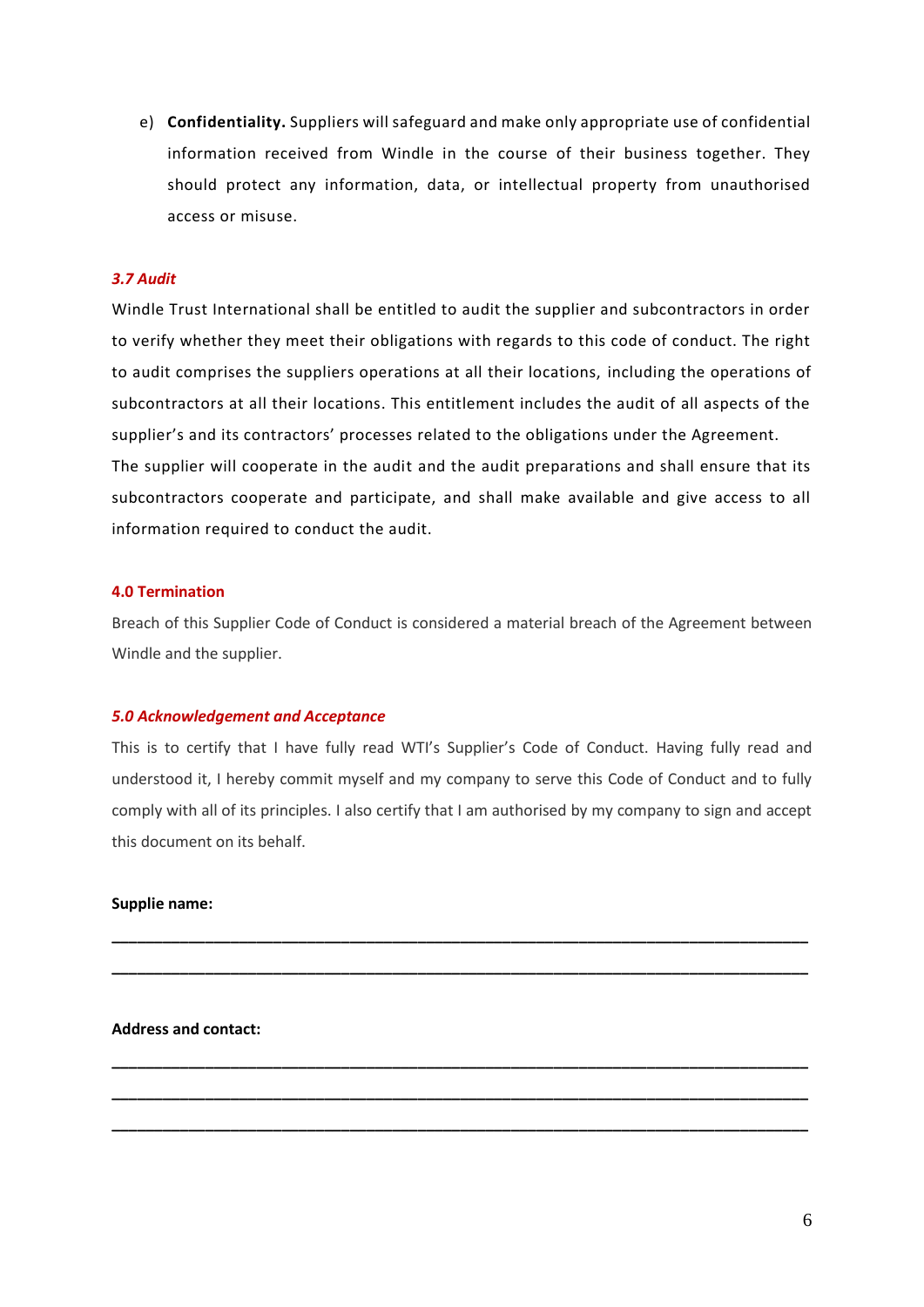e) **Confidentiality.** Suppliers will safeguard and make only appropriate use of confidential information received from Windle in the course of their business together. They should protect any information, data, or intellectual property from unauthorised access or misuse.

### *3.7 Audit*

Windle Trust International shall be entitled to audit the supplier and subcontractors in order to verify whether they meet their obligations with regards to this code of conduct. The right to audit comprises the suppliers operations at all their locations, including the operations of subcontractors at all their locations. This entitlement includes the audit of all aspects of the supplier's and its contractors' processes related to the obligations under the Agreement.
The supplier will cooperate in the audit and the audit preparations and shall ensure that its subcontractors cooperate and participate, and shall make available and give access to all information required to conduct the audit.

## 4.0 Termination

Breach of this Supplier Code of Conduct is considered a material breach of the Agreement between Windle and the supplier.

## *5.0 Acknowledgement and Acceptance*

This is to certify that I have fully read WTI's Supplier's Code of Conduct. Having fully read and understood it, I hereby commit myself and my company to serve this Code of Conduct and to fully comply with all of its principles. I also certify that I am authorised by my company to sign and accept this document on its behalf.

**Supplie name:**

______________________________________________________________________________

______________________________________________________________________________

**Address and contact:**

______________________________________________________________________________

______________________________________________________________________________

______________________________________________________________________________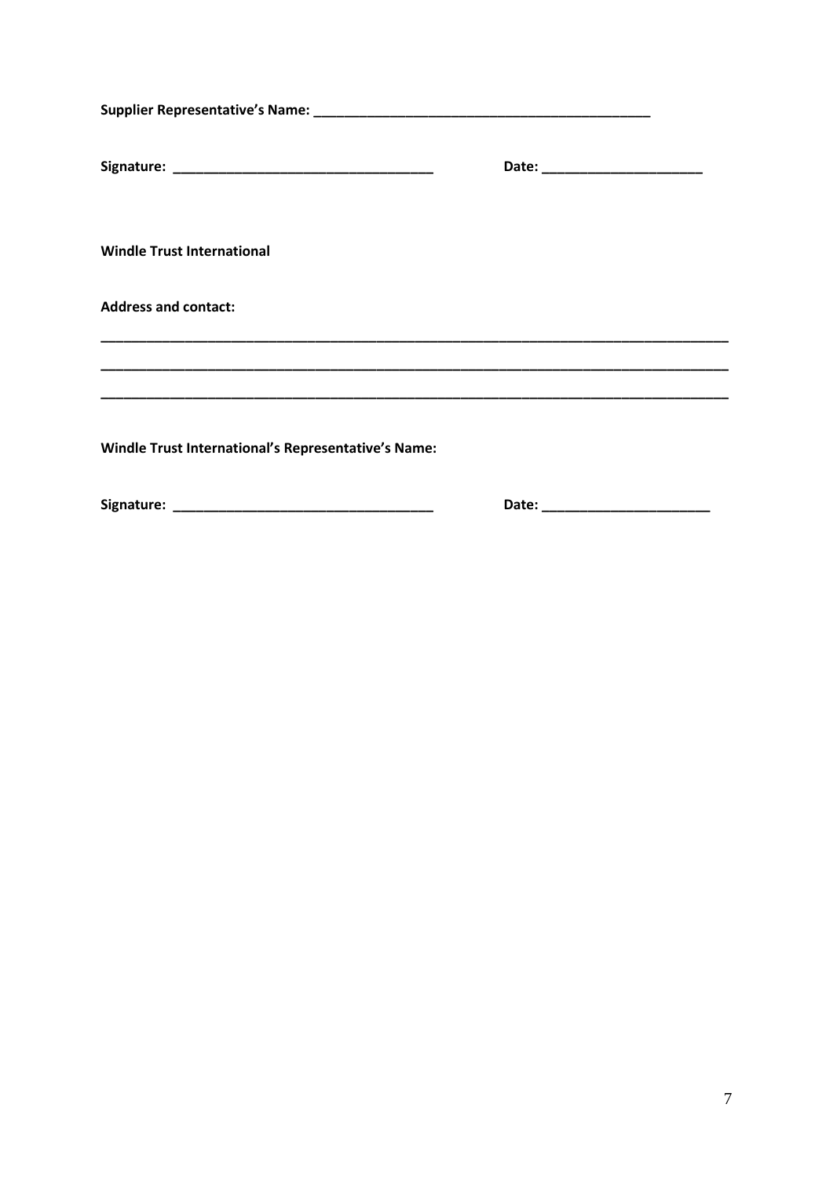**Supplier Representative's Name:** ____________________________________________

**Signature:** __________________________________ **Date:** _____________________

**Windle Trust International**

**Address and contact:**

_____________________________________________________________________________________

_____________________________________________________________________________________

_____________________________________________________________________________________

**Windle Trust International's Representative's Name:**

**Signature:** __________________________________ **Date:** ______________________